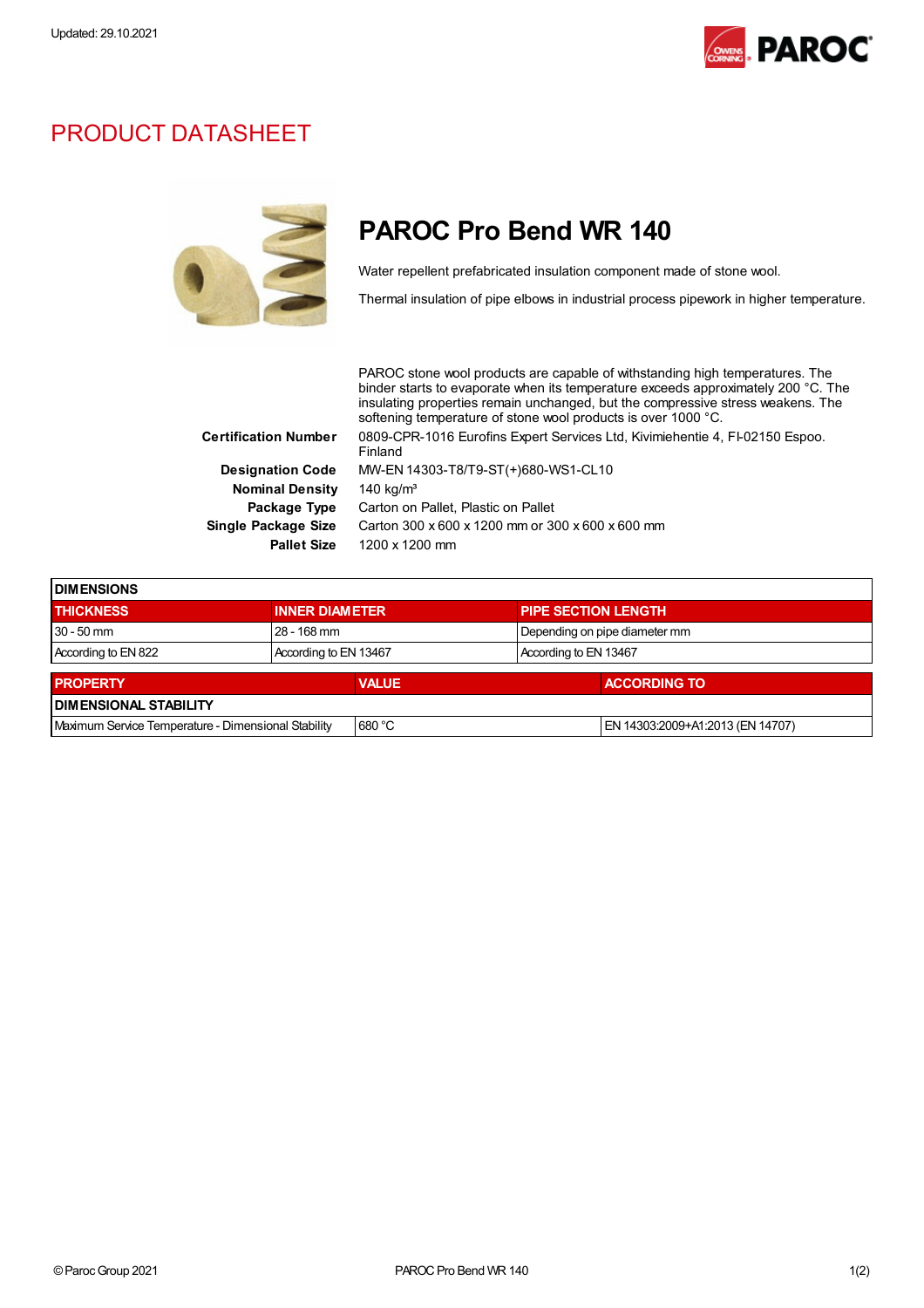Updated: 29.10.2021

# PRODUCT DATASHEET

## PAROC Pro Bend WR 140

Water repellent prefabricated insulation component made of stone wool.

Thermal insulation of pipe elbows in industrial process pipework in higher temperature.

PAROC stone wool products are capable of withstanding high temperatures. The binder starts to evaporate when its temperature exceeds approximately 200 °C. The insulating properties remain unchanged, but the compressive stress weakens. The softening temperature of stone wool products is over 1000 °C.

**Certification Number** 0809-CPR-1016 Eurofins Expert Services Ltd, Kivimiehentie 4, FI-02150 Espoo. Finland

**Designation Code** MW-EN 14303-T8/T9-ST(+)680-WS1-CL10

**Nominal Density** 140 kg/m³

**Package Type** Carton on Pallet, Plastic on Pallet

**Single Package Size** Carton 300 x 600 x 1200 mm or 300 x 600 x 600 mm

**Pallet Size** 1200 x 1200 mm

| DIMENSIONS | | |
|---|---|---|
| **THICKNESS** | **INNER DIAMETER** | **PIPE SECTION LENGTH** |
| 30 - 50 mm | 28 - 168 mm | Depending on pipe diameter mm |
| According to EN 822 | According to EN 13467 | According to EN 13467 |

| PROPERTY | VALUE | ACCORDING TO |
|---|---|---|
| **DIMENSIONAL STABILITY** | | |
| Maximum Service Temperature - Dimensional Stability | 680 °C | EN 14303:2009+A1:2013 (EN 14707) |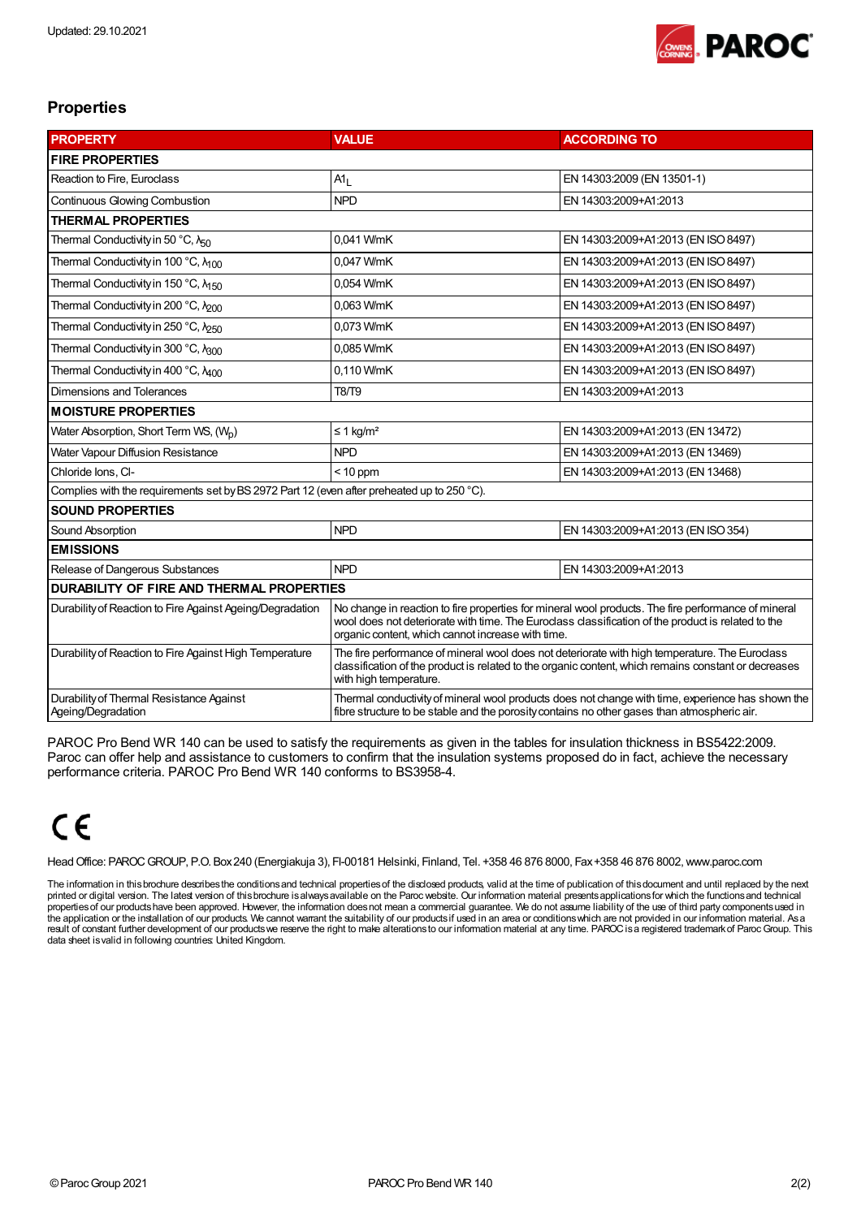Updated: 29.10.2021

## Properties

| PROPERTY | VALUE | ACCORDING TO |
|---|---|---|
| **FIRE PROPERTIES** | | |
| Reaction to Fire, Euroclass | $A1_L$ | EN 14303:2009 (EN 13501-1) |
| Continuous Glowing Combustion | NPD | EN 14303:2009+A1:2013 |
| **THERMAL PROPERTIES** | | |
| Thermal Conductivity in 50 °C, $\lambda_{50}$ | 0,041 W/mK | EN 14303:2009+A1:2013 (EN ISO 8497) |
| Thermal Conductivity in 100 °C, $\lambda_{100}$ | 0,047 W/mK | EN 14303:2009+A1:2013 (EN ISO 8497) |
| Thermal Conductivity in 150 °C, $\lambda_{150}$ | 0,054 W/mK | EN 14303:2009+A1:2013 (EN ISO 8497) |
| Thermal Conductivity in 200 °C, $\lambda_{200}$ | 0,063 W/mK | EN 14303:2009+A1:2013 (EN ISO 8497) |
| Thermal Conductivity in 250 °C, $\lambda_{250}$ | 0,073 W/mK | EN 14303:2009+A1:2013 (EN ISO 8497) |
| Thermal Conductivity in 300 °C, $\lambda_{300}$ | 0,085 W/mK | EN 14303:2009+A1:2013 (EN ISO 8497) |
| Thermal Conductivity in 400 °C, $\lambda_{400}$ | 0,110 W/mK | EN 14303:2009+A1:2013 (EN ISO 8497) |
| Dimensions and Tolerances | T8/T9 | EN 14303:2009+A1:2013 |
| **MOISTURE PROPERTIES** | | |
| Water Absorption, Short Term WS, ($W_p$) | ≤ 1 kg/m² | EN 14303:2009+A1:2013 (EN 13472) |
| Water Vapour Diffusion Resistance | NPD | EN 14303:2009+A1:2013 (EN 13469) |
| Chloride Ions, Cl- | < 10 ppm | EN 14303:2009+A1:2013 (EN 13468) |
| Complies with the requirements set by BS 2972 Part 12 (even after preheated up to 250 °C). | | |
| **SOUND PROPERTIES** | | |
| Sound Absorption | NPD | EN 14303:2009+A1:2013 (EN ISO 354) |
| **EMISSIONS** | | |
| Release of Dangerous Substances | NPD | EN 14303:2009+A1:2013 |
| **DURABILITY OF FIRE AND THERMAL PROPERTIES** | | |
| Durability of Reaction to Fire Against Ageing/Degradation | No change in reaction to fire properties for mineral wool products. The fire performance of mineral wool does not deteriorate with time. The Euroclass classification of the product is related to the organic content, which cannot increase with time. | |
| Durability of Reaction to Fire Against High Temperature | The fire performance of mineral wool does not deteriorate with high temperature. The Euroclass classification of the product is related to the organic content, which remains constant or decreases with high temperature. | |
| Durability of Thermal Resistance Against Ageing/Degradation | Thermal conductivity of mineral wool products does not change with time, experience has shown the fibre structure to be stable and the porosity contains no other gases than atmospheric air. | |

PAROC Pro Bend WR 140 can be used to satisfy the requirements as given in the tables for insulation thickness in BS5422:2009. Paroc can offer help and assistance to customers to confirm that the insulation systems proposed do in fact, achieve the necessary performance criteria. PAROC Pro Bend WR 140 conforms to BS3958-4.

CE

Head Office: PAROC GROUP, P.O. Box 240 (Energiakuja 3), FI-00181 Helsinki, Finland, Tel. +358 46 876 8000, Fax +358 46 876 8002, www.paroc.com

The information in this brochure describes the conditions and technical properties of the disclosed products, valid at the time of publication of this document and until replaced by the next printed or digital version. The latest version of this brochure is always available on the Paroc website. Our information material presents applications for which the functions and technical properties of our products have been approved. However, the information does not mean a commercial guarantee. We do not assume liability of the use of third party components used in the application or the installation of our products. We cannot warrant the suitability of our products if used in an area or conditions which are not provided in our information material. As a result of constant further development of our products we reserve the right to make alterations to our information material at any time. PAROC is a registered trademark of Paroc Group. This data sheet is valid in following countries: United Kingdom.

© Paroc Group 2021

PAROC Pro Bend WR 140